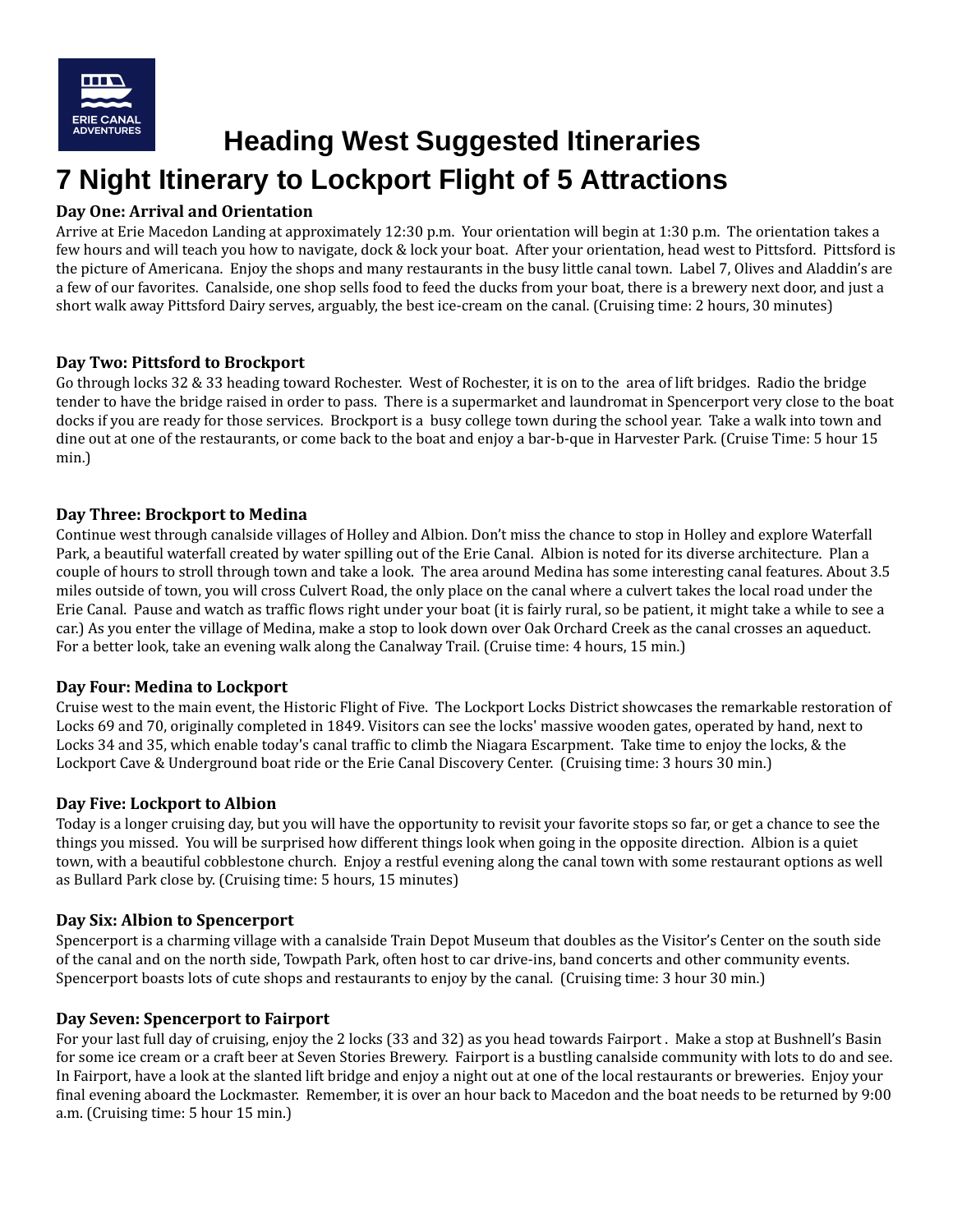ERIE CANAL ADVENTURES

# Heading West Suggested Itineraries

# 7 Night Itinerary to Lockport Flight of 5 Attractions

### Day One: Arrival and Orientation

Arrive at Erie Macedon Landing at approximately 12:30 p.m. Your orientation will begin at 1:30 p.m. The orientation takes a few hours and will teach you how to navigate, dock & lock your boat. After your orientation, head west to Pittsford. Pittsford is the picture of Americana. Enjoy the shops and many restaurants in the busy little canal town. Label 7, Olives and Aladdin's are a few of our favorites. Canalside, one shop sells food to feed the ducks from your boat, there is a brewery next door, and just a short walk away Pittsford Dairy serves, arguably, the best ice-cream on the canal. (Cruising time: 2 hours, 30 minutes)

### Day Two: Pittsford to Brockport

Go through locks 32 & 33 heading toward Rochester. West of Rochester, it is on to the area of lift bridges. Radio the bridge tender to have the bridge raised in order to pass. There is a supermarket and laundromat in Spencerport very close to the boat docks if you are ready for those services. Brockport is a busy college town during the school year. Take a walk into town and dine out at one of the restaurants, or come back to the boat and enjoy a bar-b-que in Harvester Park. (Cruise Time: 5 hour 15 min.)

### Day Three: Brockport to Medina

Continue west through canalside villages of Holley and Albion. Don't miss the chance to stop in Holley and explore Waterfall Park, a beautiful waterfall created by water spilling out of the Erie Canal. Albion is noted for its diverse architecture. Plan a couple of hours to stroll through town and take a look. The area around Medina has some interesting canal features. About 3.5 miles outside of town, you will cross Culvert Road, the only place on the canal where a culvert takes the local road under the Erie Canal. Pause and watch as traffic flows right under your boat (it is fairly rural, so be patient, it might take a while to see a car.) As you enter the village of Medina, make a stop to look down over Oak Orchard Creek as the canal crosses an aqueduct. For a better look, take an evening walk along the Canalway Trail. (Cruise time: 4 hours, 15 min.)

### Day Four: Medina to Lockport

Cruise west to the main event, the Historic Flight of Five. The Lockport Locks District showcases the remarkable restoration of Locks 69 and 70, originally completed in 1849. Visitors can see the locks' massive wooden gates, operated by hand, next to Locks 34 and 35, which enable today's canal traffic to climb the Niagara Escarpment. Take time to enjoy the locks, & the Lockport Cave & Underground boat ride or the Erie Canal Discovery Center. (Cruising time: 3 hours 30 min.)

### Day Five: Lockport to Albion

Today is a longer cruising day, but you will have the opportunity to revisit your favorite stops so far, or get a chance to see the things you missed. You will be surprised how different things look when going in the opposite direction. Albion is a quiet town, with a beautiful cobblestone church. Enjoy a restful evening along the canal town with some restaurant options as well as Bullard Park close by. (Cruising time: 5 hours, 15 minutes)

### Day Six: Albion to Spencerport

Spencerport is a charming village with a canalside Train Depot Museum that doubles as the Visitor's Center on the south side of the canal and on the north side, Towpath Park, often host to car drive-ins, band concerts and other community events. Spencerport boasts lots of cute shops and restaurants to enjoy by the canal. (Cruising time: 3 hour 30 min.)

### Day Seven: Spencerport to Fairport

For your last full day of cruising, enjoy the 2 locks (33 and 32) as you head towards Fairport . Make a stop at Bushnell's Basin for some ice cream or a craft beer at Seven Stories Brewery. Fairport is a bustling canalside community with lots to do and see. In Fairport, have a look at the slanted lift bridge and enjoy a night out at one of the local restaurants or breweries. Enjoy your final evening aboard the Lockmaster. Remember, it is over an hour back to Macedon and the boat needs to be returned by 9:00 a.m. (Cruising time: 5 hour 15 min.)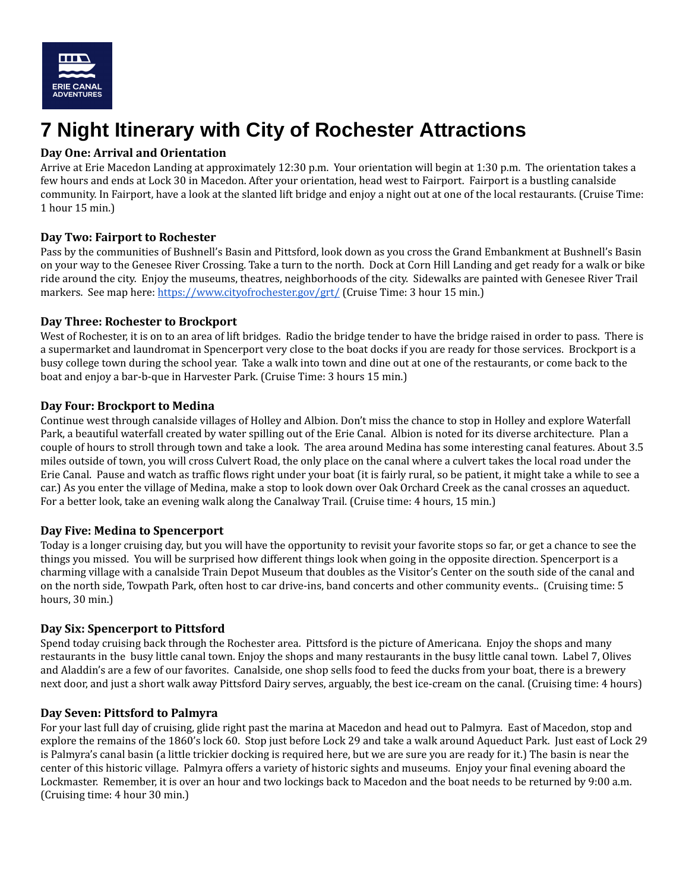# 7 Night Itinerary with City of Rochester Attractions

### Day One: Arrival and Orientation

Arrive at Erie Macedon Landing at approximately 12:30 p.m. Your orientation will begin at 1:30 p.m. The orientation takes a few hours and ends at Lock 30 in Macedon. After your orientation, head west to Fairport. Fairport is a bustling canalside community. In Fairport, have a look at the slanted lift bridge and enjoy a night out at one of the local restaurants. (Cruise Time: 1 hour 15 min.)

### Day Two: Fairport to Rochester

Pass by the communities of Bushnell's Basin and Pittsford, look down as you cross the Grand Embankment at Bushnell's Basin on your way to the Genesee River Crossing. Take a turn to the north. Dock at Corn Hill Landing and get ready for a walk or bike ride around the city. Enjoy the museums, theatres, neighborhoods of the city. Sidewalks are painted with Genesee River Trail markers. See map here: https://www.cityofrochester.gov/grt/ (Cruise Time: 3 hour 15 min.)

### Day Three: Rochester to Brockport

West of Rochester, it is on to an area of lift bridges. Radio the bridge tender to have the bridge raised in order to pass. There is a supermarket and laundromat in Spencerport very close to the boat docks if you are ready for those services. Brockport is a busy college town during the school year. Take a walk into town and dine out at one of the restaurants, or come back to the boat and enjoy a bar-b-que in Harvester Park. (Cruise Time: 3 hours 15 min.)

### Day Four: Brockport to Medina

Continue west through canalside villages of Holley and Albion. Don't miss the chance to stop in Holley and explore Waterfall Park, a beautiful waterfall created by water spilling out of the Erie Canal. Albion is noted for its diverse architecture. Plan a couple of hours to stroll through town and take a look. The area around Medina has some interesting canal features. About 3.5 miles outside of town, you will cross Culvert Road, the only place on the canal where a culvert takes the local road under the Erie Canal. Pause and watch as traffic flows right under your boat (it is fairly rural, so be patient, it might take a while to see a car.) As you enter the village of Medina, make a stop to look down over Oak Orchard Creek as the canal crosses an aqueduct. For a better look, take an evening walk along the Canalway Trail. (Cruise time: 4 hours, 15 min.)

### Day Five: Medina to Spencerport

Today is a longer cruising day, but you will have the opportunity to revisit your favorite stops so far, or get a chance to see the things you missed. You will be surprised how different things look when going in the opposite direction. Spencerport is a charming village with a canalside Train Depot Museum that doubles as the Visitor's Center on the south side of the canal and on the north side, Towpath Park, often host to car drive-ins, band concerts and other community events.. (Cruising time: 5 hours, 30 min.)

### Day Six: Spencerport to Pittsford

Spend today cruising back through the Rochester area. Pittsford is the picture of Americana. Enjoy the shops and many restaurants in the busy little canal town. Enjoy the shops and many restaurants in the busy little canal town. Label 7, Olives and Aladdin's are a few of our favorites. Canalside, one shop sells food to feed the ducks from your boat, there is a brewery next door, and just a short walk away Pittsford Dairy serves, arguably, the best ice-cream on the canal. (Cruising time: 4 hours)

### Day Seven: Pittsford to Palmyra

For your last full day of cruising, glide right past the marina at Macedon and head out to Palmyra. East of Macedon, stop and explore the remains of the 1860's lock 60. Stop just before Lock 29 and take a walk around Aqueduct Park. Just east of Lock 29 is Palmyra's canal basin (a little trickier docking is required here, but we are sure you are ready for it.) The basin is near the center of this historic village. Palmyra offers a variety of historic sights and museums. Enjoy your final evening aboard the Lockmaster. Remember, it is over an hour and two lockings back to Macedon and the boat needs to be returned by 9:00 a.m. (Cruising time: 4 hour 30 min.)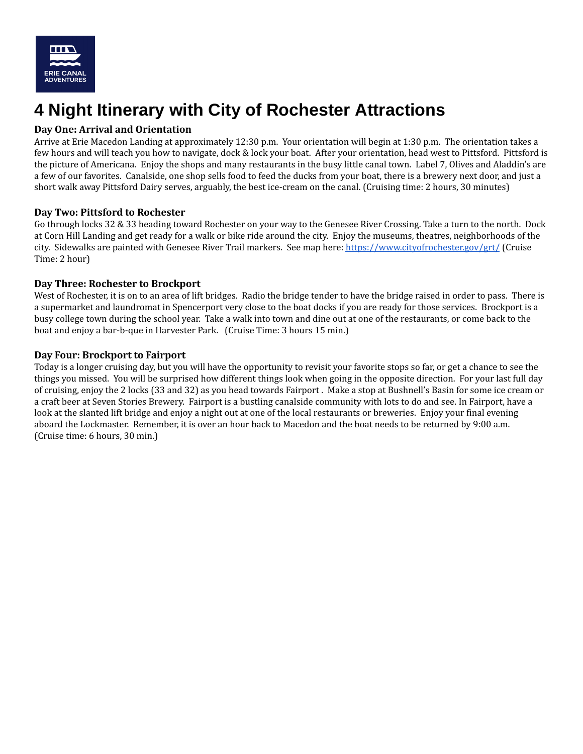ERIE CANAL ADVENTURES

# 4 Night Itinerary with City of Rochester Attractions

### Day One: Arrival and Orientation

Arrive at Erie Macedon Landing at approximately 12:30 p.m. Your orientation will begin at 1:30 p.m. The orientation takes a few hours and will teach you how to navigate, dock & lock your boat. After your orientation, head west to Pittsford. Pittsford is the picture of Americana. Enjoy the shops and many restaurants in the busy little canal town. Label 7, Olives and Aladdin's are a few of our favorites. Canalside, one shop sells food to feed the ducks from your boat, there is a brewery next door, and just a short walk away Pittsford Dairy serves, arguably, the best ice-cream on the canal. (Cruising time: 2 hours, 30 minutes)

### Day Two: Pittsford to Rochester

Go through locks 32 & 33 heading toward Rochester on your way to the Genesee River Crossing. Take a turn to the north. Dock at Corn Hill Landing and get ready for a walk or bike ride around the city. Enjoy the museums, theatres, neighborhoods of the city. Sidewalks are painted with Genesee River Trail markers. See map here: [https://www.cityofrochester.gov/grt/](https://www.cityofrochester.gov/grt/) (Cruise Time: 2 hour)

### Day Three: Rochester to Brockport

West of Rochester, it is on to an area of lift bridges. Radio the bridge tender to have the bridge raised in order to pass. There is a supermarket and laundromat in Spencerport very close to the boat docks if you are ready for those services. Brockport is a busy college town during the school year. Take a walk into town and dine out at one of the restaurants, or come back to the boat and enjoy a bar-b-que in Harvester Park. (Cruise Time: 3 hours 15 min.)

### Day Four: Brockport to Fairport

Today is a longer cruising day, but you will have the opportunity to revisit your favorite stops so far, or get a chance to see the things you missed. You will be surprised how different things look when going in the opposite direction. For your last full day of cruising, enjoy the 2 locks (33 and 32) as you head towards Fairport . Make a stop at Bushnell's Basin for some ice cream or a craft beer at Seven Stories Brewery. Fairport is a bustling canalside community with lots to do and see. In Fairport, have a look at the slanted lift bridge and enjoy a night out at one of the local restaurants or breweries. Enjoy your final evening aboard the Lockmaster. Remember, it is over an hour back to Macedon and the boat needs to be returned by 9:00 a.m. (Cruise time: 6 hours, 30 min.)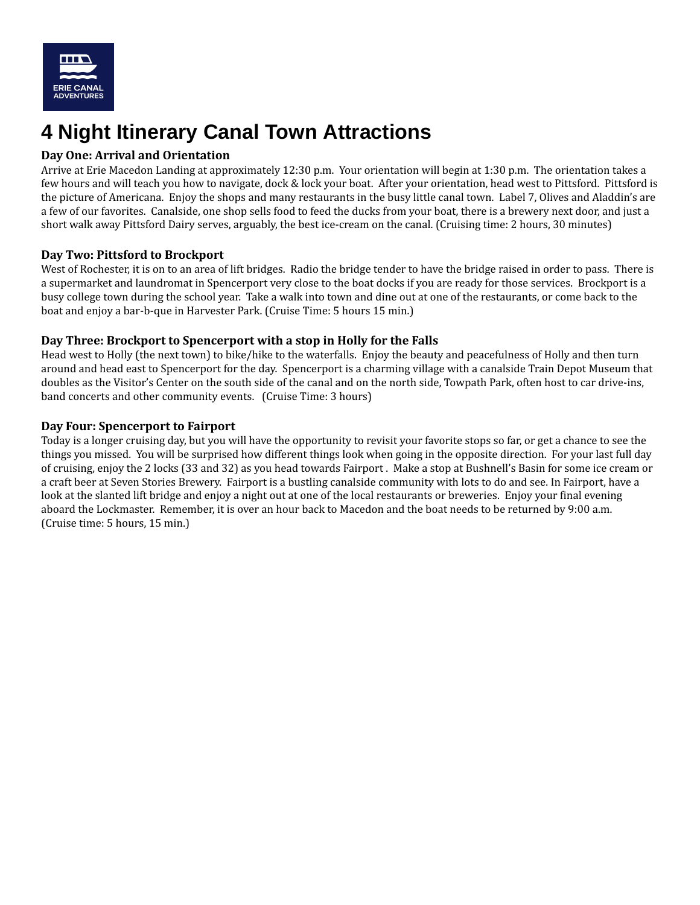# 4 Night Itinerary Canal Town Attractions

**Day One: Arrival and Orientation**

Arrive at Erie Macedon Landing at approximately 12:30 p.m. Your orientation will begin at 1:30 p.m. The orientation takes a few hours and will teach you how to navigate, dock & lock your boat. After your orientation, head west to Pittsford. Pittsford is the picture of Americana. Enjoy the shops and many restaurants in the busy little canal town. Label 7, Olives and Aladdin's are a few of our favorites. Canalside, one shop sells food to feed the ducks from your boat, there is a brewery next door, and just a short walk away Pittsford Dairy serves, arguably, the best ice-cream on the canal. (Cruising time: 2 hours, 30 minutes)

**Day Two: Pittsford to Brockport**

West of Rochester, it is on to an area of lift bridges. Radio the bridge tender to have the bridge raised in order to pass. There is a supermarket and laundromat in Spencerport very close to the boat docks if you are ready for those services. Brockport is a busy college town during the school year. Take a walk into town and dine out at one of the restaurants, or come back to the boat and enjoy a bar-b-que in Harvester Park. (Cruise Time: 5 hours 15 min.)

**Day Three: Brockport to Spencerport with a stop in Holly for the Falls**

Head west to Holly (the next town) to bike/hike to the waterfalls. Enjoy the beauty and peacefulness of Holly and then turn around and head east to Spencerport for the day. Spencerport is a charming village with a canalside Train Depot Museum that doubles as the Visitor's Center on the south side of the canal and on the north side, Towpath Park, often host to car drive-ins, band concerts and other community events. (Cruise Time: 3 hours)

**Day Four: Spencerport to Fairport**

Today is a longer cruising day, but you will have the opportunity to revisit your favorite stops so far, or get a chance to see the things you missed. You will be surprised how different things look when going in the opposite direction. For your last full day of cruising, enjoy the 2 locks (33 and 32) as you head towards Fairport . Make a stop at Bushnell's Basin for some ice cream or a craft beer at Seven Stories Brewery. Fairport is a bustling canalside community with lots to do and see. In Fairport, have a look at the slanted lift bridge and enjoy a night out at one of the local restaurants or breweries. Enjoy your final evening aboard the Lockmaster. Remember, it is over an hour back to Macedon and the boat needs to be returned by 9:00 a.m. (Cruise time: 5 hours, 15 min.)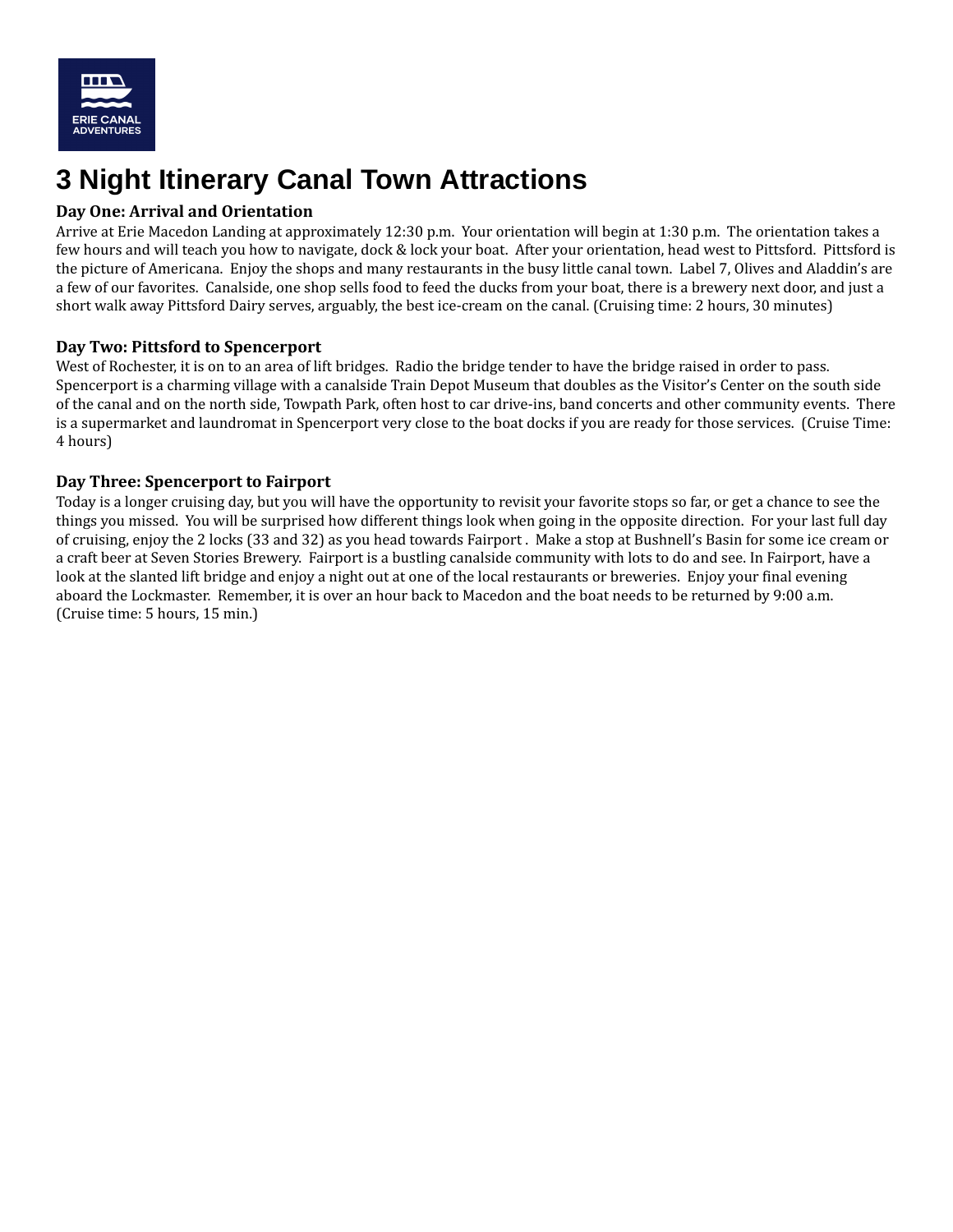ERIE CANAL ADVENTURES

# 3 Night Itinerary Canal Town Attractions

**Day One: Arrival and Orientation**
Arrive at Erie Macedon Landing at approximately 12:30 p.m. Your orientation will begin at 1:30 p.m. The orientation takes a few hours and will teach you how to navigate, dock & lock your boat. After your orientation, head west to Pittsford. Pittsford is the picture of Americana. Enjoy the shops and many restaurants in the busy little canal town. Label 7, Olives and Aladdin's are a few of our favorites. Canalside, one shop sells food to feed the ducks from your boat, there is a brewery next door, and just a short walk away Pittsford Dairy serves, arguably, the best ice-cream on the canal. (Cruising time: 2 hours, 30 minutes)

**Day Two: Pittsford to Spencerport**
West of Rochester, it is on to an area of lift bridges. Radio the bridge tender to have the bridge raised in order to pass. Spencerport is a charming village with a canalside Train Depot Museum that doubles as the Visitor's Center on the south side of the canal and on the north side, Towpath Park, often host to car drive-ins, band concerts and other community events. There is a supermarket and laundromat in Spencerport very close to the boat docks if you are ready for those services. (Cruise Time: 4 hours)

**Day Three: Spencerport to Fairport**
Today is a longer cruising day, but you will have the opportunity to revisit your favorite stops so far, or get a chance to see the things you missed. You will be surprised how different things look when going in the opposite direction. For your last full day of cruising, enjoy the 2 locks (33 and 32) as you head towards Fairport . Make a stop at Bushnell's Basin for some ice cream or a craft beer at Seven Stories Brewery. Fairport is a bustling canalside community with lots to do and see. In Fairport, have a look at the slanted lift bridge and enjoy a night out at one of the local restaurants or breweries. Enjoy your final evening aboard the Lockmaster. Remember, it is over an hour back to Macedon and the boat needs to be returned by 9:00 a.m. (Cruise time: 5 hours, 15 min.)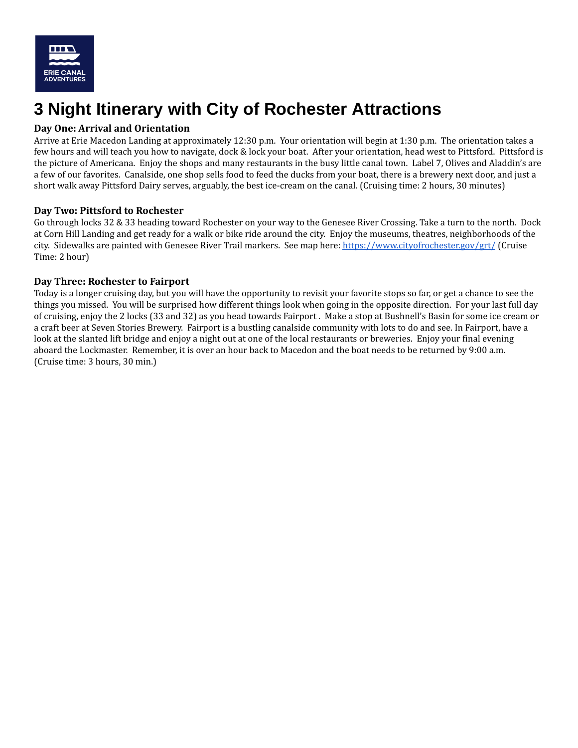# 3 Night Itinerary with City of Rochester Attractions

### Day One: Arrival and Orientation

Arrive at Erie Macedon Landing at approximately 12:30 p.m. Your orientation will begin at 1:30 p.m. The orientation takes a few hours and will teach you how to navigate, dock & lock your boat. After your orientation, head west to Pittsford. Pittsford is the picture of Americana. Enjoy the shops and many restaurants in the busy little canal town. Label 7, Olives and Aladdin's are a few of our favorites. Canalside, one shop sells food to feed the ducks from your boat, there is a brewery next door, and just a short walk away Pittsford Dairy serves, arguably, the best ice-cream on the canal. (Cruising time: 2 hours, 30 minutes)

### Day Two: Pittsford to Rochester

Go through locks 32 & 33 heading toward Rochester on your way to the Genesee River Crossing. Take a turn to the north. Dock at Corn Hill Landing and get ready for a walk or bike ride around the city. Enjoy the museums, theatres, neighborhoods of the city. Sidewalks are painted with Genesee River Trail markers. See map here: [https://www.cityofrochester.gov/grt/](https://www.cityofrochester.gov/grt/) (Cruise Time: 2 hour)

### Day Three: Rochester to Fairport

Today is a longer cruising day, but you will have the opportunity to revisit your favorite stops so far, or get a chance to see the things you missed. You will be surprised how different things look when going in the opposite direction. For your last full day of cruising, enjoy the 2 locks (33 and 32) as you head towards Fairport . Make a stop at Bushnell's Basin for some ice cream or a craft beer at Seven Stories Brewery. Fairport is a bustling canalside community with lots to do and see. In Fairport, have a look at the slanted lift bridge and enjoy a night out at one of the local restaurants or breweries. Enjoy your final evening aboard the Lockmaster. Remember, it is over an hour back to Macedon and the boat needs to be returned by 9:00 a.m. (Cruise time: 3 hours, 30 min.)